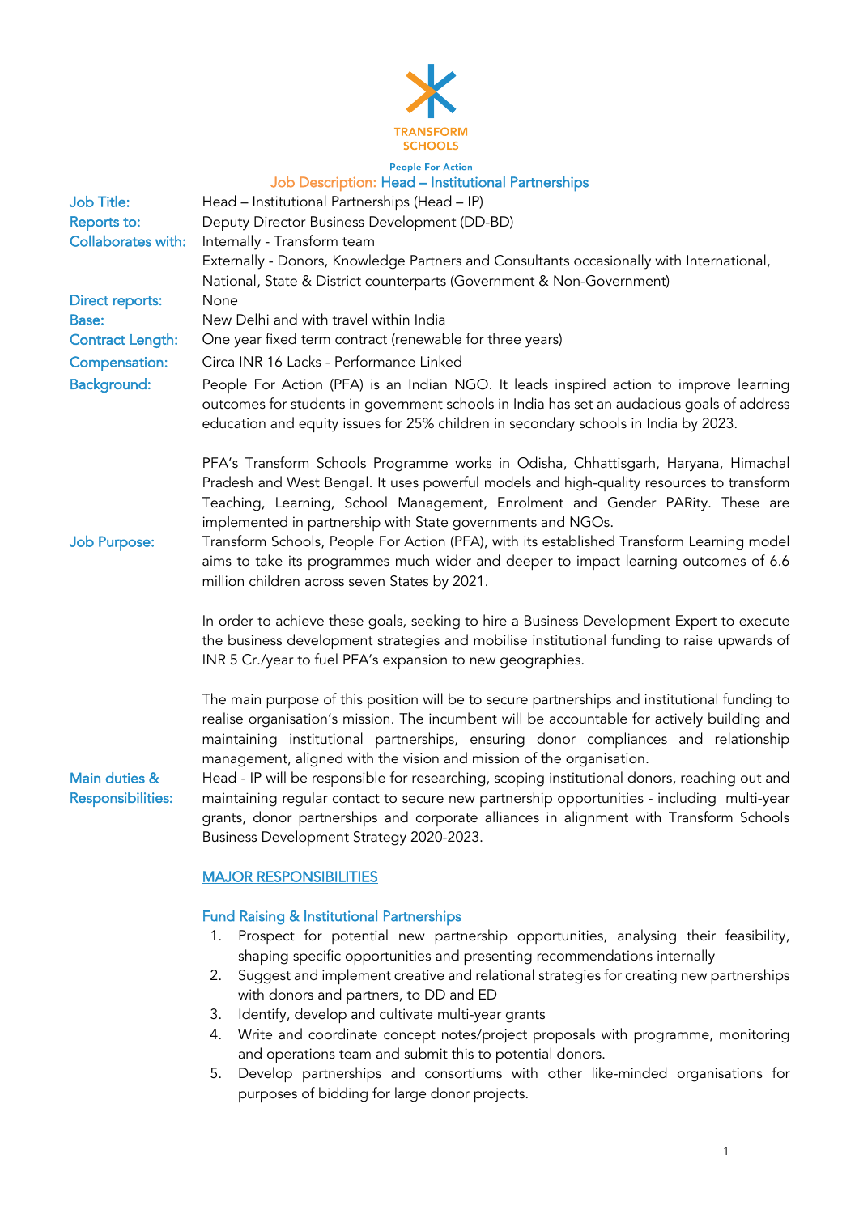TRANSFORM SCHOOLS

People For Action

# Job Description: Head – Institutional Partnerships

**Job Title:** Head – Institutional Partnerships (Head – IP)

**Reports to:** Deputy Director Business Development (DD-BD)

**Collaborates with:** Internally - Transform team
Externally - Donors, Knowledge Partners and Consultants occasionally with International, National, State & District counterparts (Government & Non-Government)

**Direct reports:** None

**Base:** New Delhi and with travel within India

**Contract Length:** One year fixed term contract (renewable for three years)

**Compensation:** Circa INR 16 Lacks - Performance Linked

**Background:** People For Action (PFA) is an Indian NGO. It leads inspired action to improve learning outcomes for students in government schools in India has set an audacious goals of address education and equity issues for 25% children in secondary schools in India by 2023.

PFA's Transform Schools Programme works in Odisha, Chhattisgarh, Haryana, Himachal Pradesh and West Bengal. It uses powerful models and high-quality resources to transform Teaching, Learning, School Management, Enrolment and Gender PARity. These are implemented in partnership with State governments and NGOs.

**Job Purpose:** Transform Schools, People For Action (PFA), with its established Transform Learning model aims to take its programmes much wider and deeper to impact learning outcomes of 6.6 million children across seven States by 2021.

In order to achieve these goals, seeking to hire a Business Development Expert to execute the business development strategies and mobilise institutional funding to raise upwards of INR 5 Cr./year to fuel PFA's expansion to new geographies.

The main purpose of this position will be to secure partnerships and institutional funding to realise organisation's mission. The incumbent will be accountable for actively building and maintaining institutional partnerships, ensuring donor compliances and relationship management, aligned with the vision and mission of the organisation.

**Main duties & Responsibilities:** Head - IP will be responsible for researching, scoping institutional donors, reaching out and maintaining regular contact to secure new partnership opportunities - including multi-year grants, donor partnerships and corporate alliances in alignment with Transform Schools Business Development Strategy 2020-2023.

## MAJOR RESPONSIBILITIES

### Fund Raising & Institutional Partnerships

1. Prospect for potential new partnership opportunities, analysing their feasibility, shaping specific opportunities and presenting recommendations internally
2. Suggest and implement creative and relational strategies for creating new partnerships with donors and partners, to DD and ED
3. Identify, develop and cultivate multi-year grants
4. Write and coordinate concept notes/project proposals with programme, monitoring and operations team and submit this to potential donors.
5. Develop partnerships and consortiums with other like-minded organisations for purposes of bidding for large donor projects.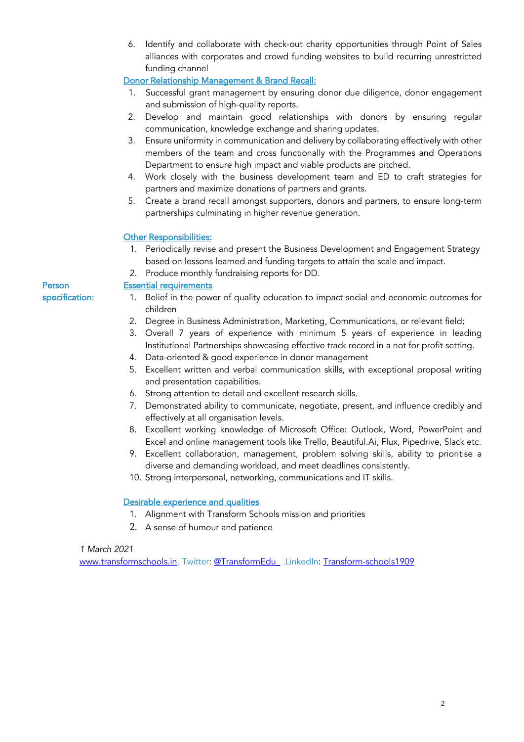6. Identify and collaborate with check-out charity opportunities through Point of Sales alliances with corporates and crowd funding websites to build recurring unrestricted funding channel

Donor Relationship Management & Brand Recall:

1. Successful grant management by ensuring donor due diligence, donor engagement and submission of high-quality reports.
2. Develop and maintain good relationships with donors by ensuring regular communication, knowledge exchange and sharing updates.
3. Ensure uniformity in communication and delivery by collaborating effectively with other members of the team and cross functionally with the Programmes and Operations Department to ensure high impact and viable products are pitched.
4. Work closely with the business development team and ED to craft strategies for partners and maximize donations of partners and grants.
5. Create a brand recall amongst supporters, donors and partners, to ensure long-term partnerships culminating in higher revenue generation.

Other Responsibilities:

1. Periodically revise and present the Business Development and Engagement Strategy based on lessons learned and funding targets to attain the scale and impact.
2. Produce monthly fundraising reports for DD.

**Person specification:**

Essential requirements

1. Belief in the power of quality education to impact social and economic outcomes for children
2. Degree in Business Administration, Marketing, Communications, or relevant field;
3. Overall 7 years of experience with minimum 5 years of experience in leading Institutional Partnerships showcasing effective track record in a not for profit setting.
4. Data-oriented & good experience in donor management
5. Excellent written and verbal communication skills, with exceptional proposal writing and presentation capabilities.
6. Strong attention to detail and excellent research skills.
7. Demonstrated ability to communicate, negotiate, present, and influence credibly and effectively at all organisation levels.
8. Excellent working knowledge of Microsoft Office: Outlook, Word, PowerPoint and Excel and online management tools like Trello, Beautiful.Ai, Flux, Pipedrive, Slack etc.
9. Excellent collaboration, management, problem solving skills, ability to prioritise a diverse and demanding workload, and meet deadlines consistently.
10. Strong interpersonal, networking, communications and IT skills.

Desirable experience and qualities

1. Alignment with Transform Schools mission and priorities
2. A sense of humour and patience

*1 March 2021*

www.transformschools.in, Twitter: @TransformEdu_ ,LinkedIn: Transform-schools1909